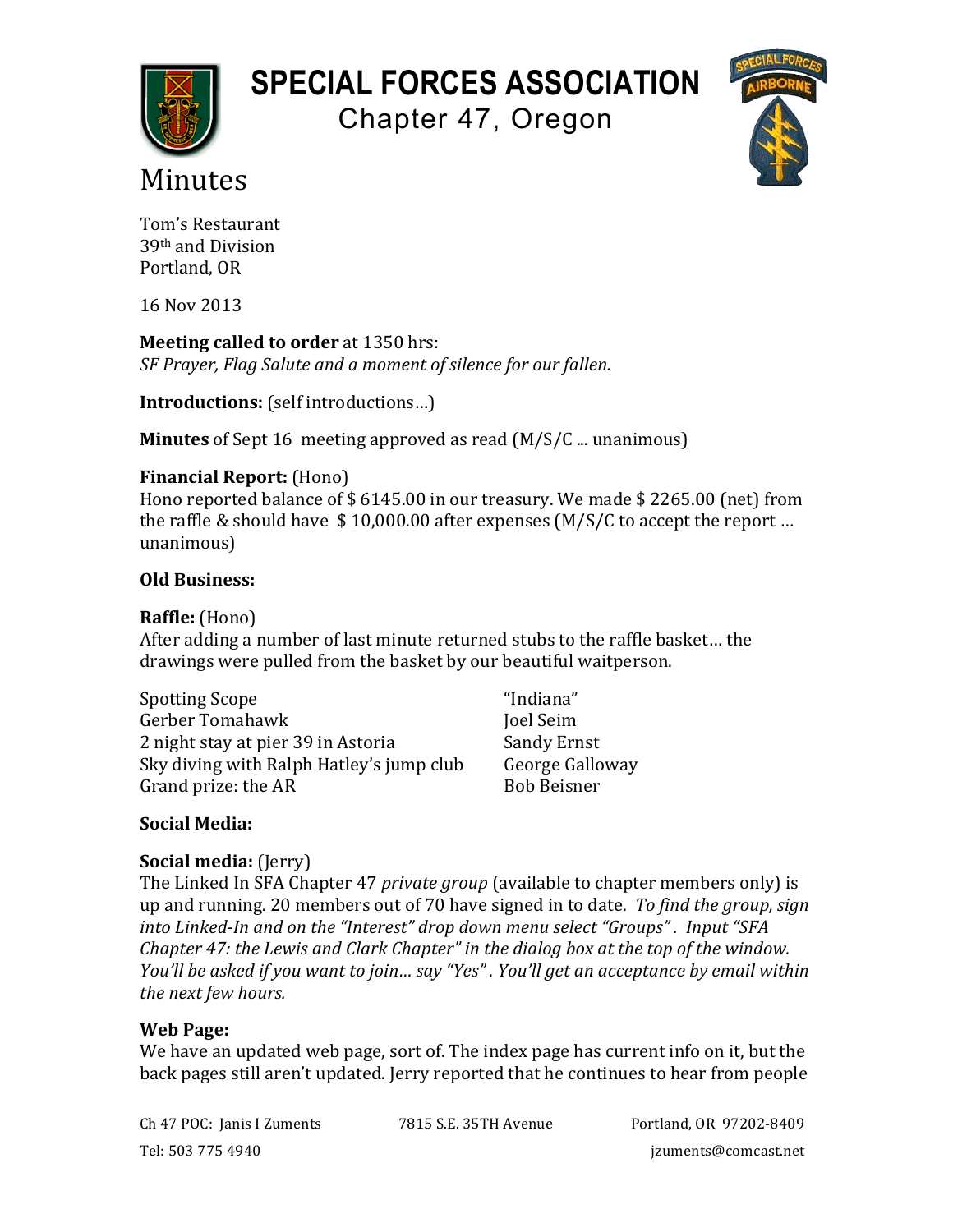# SPECIAL FORCES ASSOCIATION

## Chapter 47, Oregon

# Minutes

Tom's Restaurant
39th and Division
Portland, OR

16 Nov 2013

**Meeting called to order** at 1350 hrs:
*SF Prayer, Flag Salute and a moment of silence for our fallen.*

**Introductions:** (self introductions…)

**Minutes** of Sept 16 meeting approved as read (M/S/C ... unanimous)

**Financial Report:** (Hono)
Hono reported balance of $ 6145.00 in our treasury. We made $ 2265.00 (net) from the raffle & should have $ 10,000.00 after expenses (M/S/C to accept the report … unanimous)

**Old Business:**

**Raffle:** (Hono)
After adding a number of last minute returned stubs to the raffle basket… the drawings were pulled from the basket by our beautiful waitperson.

| | |
|---|---|
| Spotting Scope | "Indiana" |
| Gerber Tomahawk | Joel Seim |
| 2 night stay at pier 39 in Astoria | Sandy Ernst |
| Sky diving with Ralph Hatley's jump club | George Galloway |
| Grand prize: the AR | Bob Beisner |

**Social Media:**

**Social media:** (Jerry)
The Linked In SFA Chapter 47 *private group* (available to chapter members only) is up and running. 20 members out of 70 have signed in to date. *To find the group, sign into Linked-In and on the "Interest" drop down menu select "Groups". Input "SFA Chapter 47: the Lewis and Clark Chapter" in the dialog box at the top of the window. You'll be asked if you want to join… say "Yes". You'll get an acceptance by email within the next few hours.*

**Web Page:**
We have an updated web page, sort of. The index page has current info on it, but the back pages still aren't updated. Jerry reported that he continues to hear from people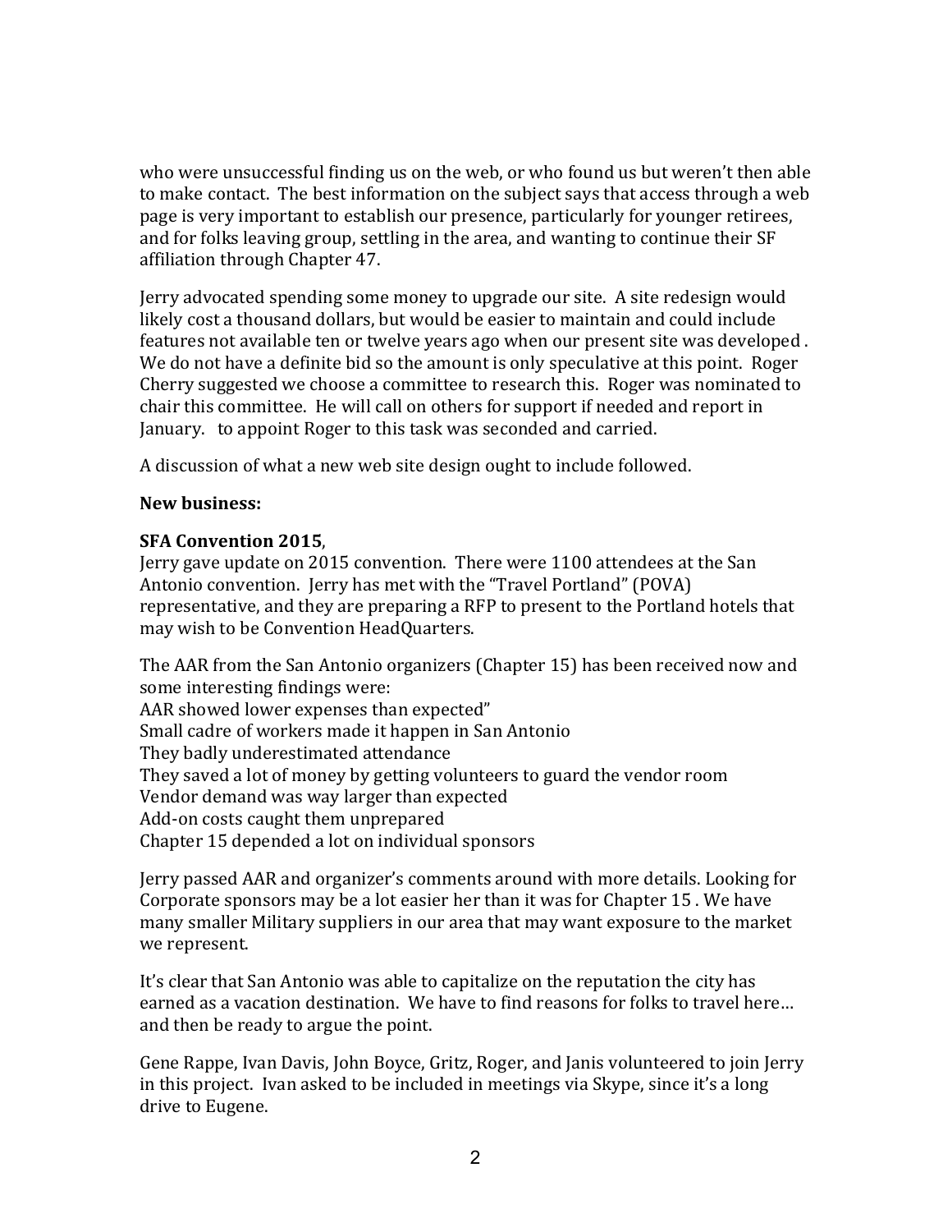who were unsuccessful finding us on the web, or who found us but weren't then able to make contact. The best information on the subject says that access through a web page is very important to establish our presence, particularly for younger retirees, and for folks leaving group, settling in the area, and wanting to continue their SF affiliation through Chapter 47.

Jerry advocated spending some money to upgrade our site. A site redesign would likely cost a thousand dollars, but would be easier to maintain and could include features not available ten or twelve years ago when our present site was developed . We do not have a definite bid so the amount is only speculative at this point. Roger Cherry suggested we choose a committee to research this. Roger was nominated to chair this committee. He will call on others for support if needed and report in January. to appoint Roger to this task was seconded and carried.

A discussion of what a new web site design ought to include followed.

**New business:**

**SFA Convention 2015**,
Jerry gave update on 2015 convention. There were 1100 attendees at the San Antonio convention. Jerry has met with the "Travel Portland" (POVA) representative, and they are preparing a RFP to present to the Portland hotels that may wish to be Convention HeadQuarters.

The AAR from the San Antonio organizers (Chapter 15) has been received now and some interesting findings were:
AAR showed lower expenses than expected"
Small cadre of workers made it happen in San Antonio
They badly underestimated attendance
They saved a lot of money by getting volunteers to guard the vendor room
Vendor demand was way larger than expected
Add-on costs caught them unprepared
Chapter 15 depended a lot on individual sponsors

Jerry passed AAR and organizer's comments around with more details. Looking for Corporate sponsors may be a lot easier her than it was for Chapter 15 . We have many smaller Military suppliers in our area that may want exposure to the market we represent.

It's clear that San Antonio was able to capitalize on the reputation the city has earned as a vacation destination. We have to find reasons for folks to travel here… and then be ready to argue the point.

Gene Rappe, Ivan Davis, John Boyce, Gritz, Roger, and Janis volunteered to join Jerry in this project. Ivan asked to be included in meetings via Skype, since it's a long drive to Eugene.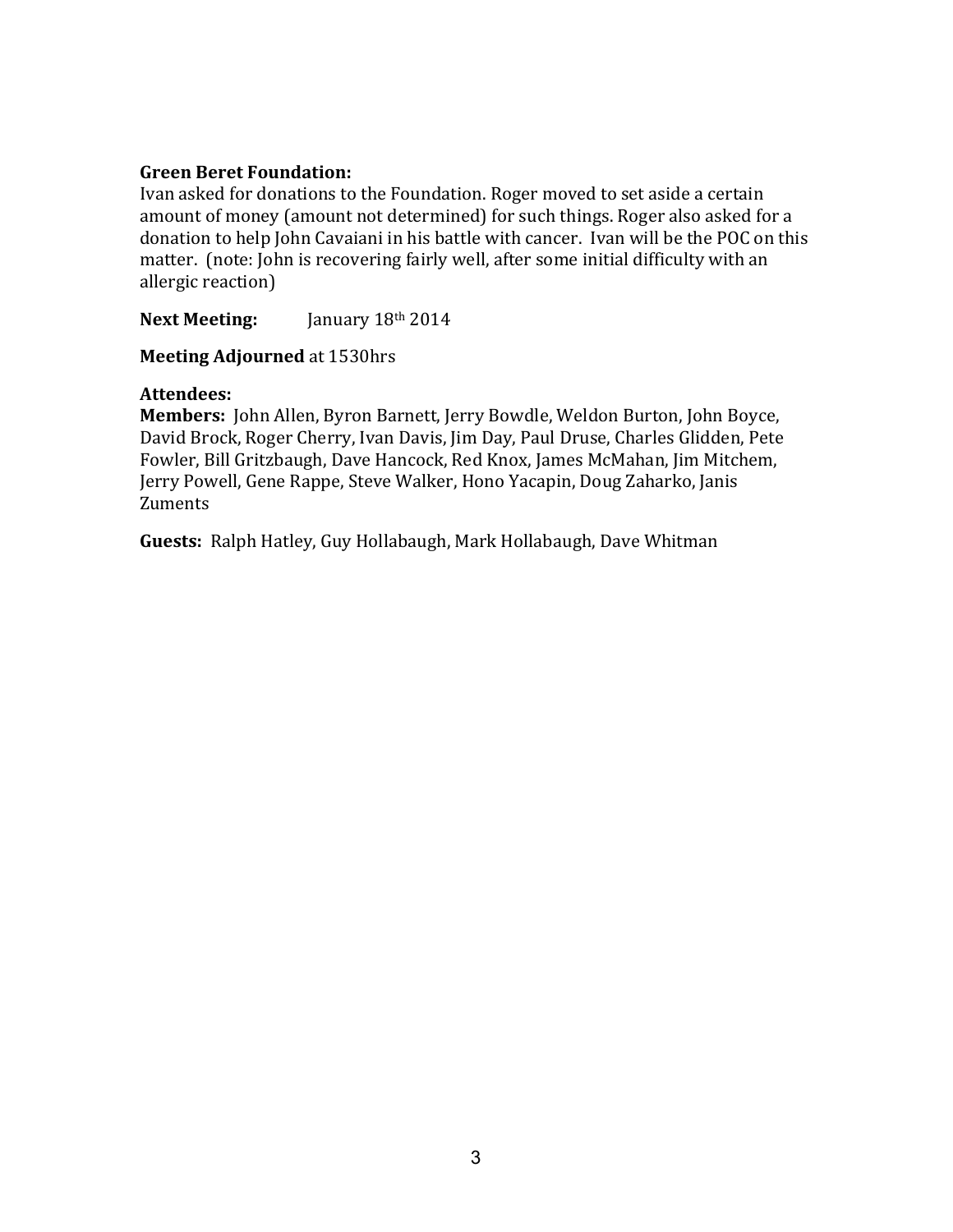**Green Beret Foundation:**
Ivan asked for donations to the Foundation. Roger moved to set aside a certain amount of money (amount not determined) for such things. Roger also asked for a donation to help John Cavaiani in his battle with cancer. Ivan will be the POC on this matter. (note: John is recovering fairly well, after some initial difficulty with an allergic reaction)

**Next Meeting:** January 18th 2014

**Meeting Adjourned** at 1530hrs

**Attendees:**
**Members:** John Allen, Byron Barnett, Jerry Bowdle, Weldon Burton, John Boyce, David Brock, Roger Cherry, Ivan Davis, Jim Day, Paul Druse, Charles Glidden, Pete Fowler, Bill Gritzbaugh, Dave Hancock, Red Knox, James McMahan, Jim Mitchem, Jerry Powell, Gene Rappe, Steve Walker, Hono Yacapin, Doug Zaharko, Janis Zuments

**Guests:** Ralph Hatley, Guy Hollabaugh, Mark Hollabaugh, Dave Whitman